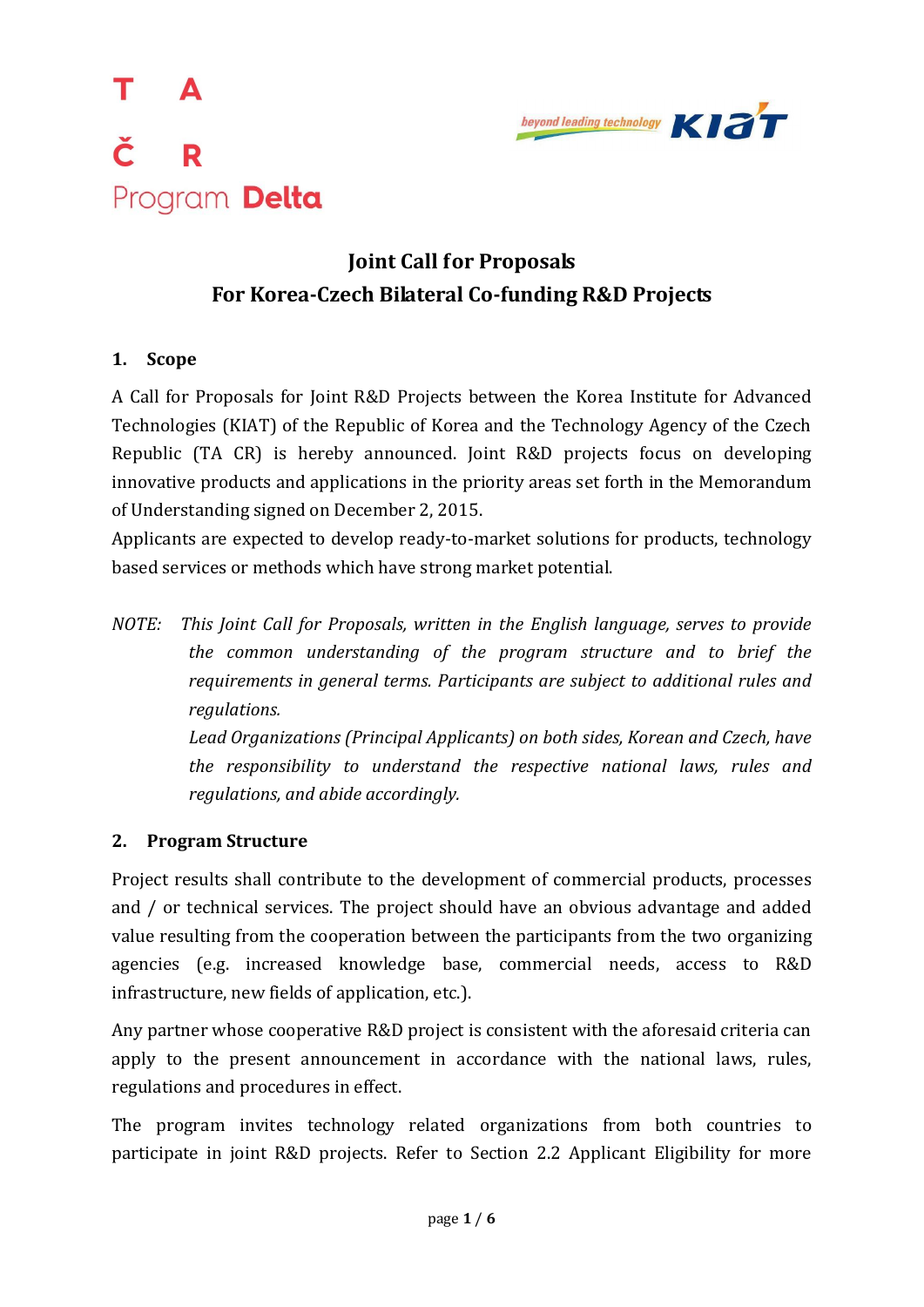T A

Č R

Program **Delta**

beyond leading technology KIAT

# Joint Call for Proposals
# For Korea-Czech Bilateral Co-funding R&D Projects

## 1. Scope

A Call for Proposals for Joint R&D Projects between the Korea Institute for Advanced Technologies (KIAT) of the Republic of Korea and the Technology Agency of the Czech Republic (TA CR) is hereby announced. Joint R&D projects focus on developing innovative products and applications in the priority areas set forth in the Memorandum of Understanding signed on December 2, 2015.

Applicants are expected to develop ready-to-market solutions for products, technology based services or methods which have strong market potential.

*NOTE: This Joint Call for Proposals, written in the English language, serves to provide the common understanding of the program structure and to brief the requirements in general terms. Participants are subject to additional rules and regulations.*

*Lead Organizations (Principal Applicants) on both sides, Korean and Czech, have the responsibility to understand the respective national laws, rules and regulations, and abide accordingly.*

## 2. Program Structure

Project results shall contribute to the development of commercial products, processes and / or technical services. The project should have an obvious advantage and added value resulting from the cooperation between the participants from the two organizing agencies (e.g. increased knowledge base, commercial needs, access to R&D infrastructure, new fields of application, etc.).

Any partner whose cooperative R&D project is consistent with the aforesaid criteria can apply to the present announcement in accordance with the national laws, rules, regulations and procedures in effect.

The program invites technology related organizations from both countries to participate in joint R&D projects. Refer to Section 2.2 Applicant Eligibility for more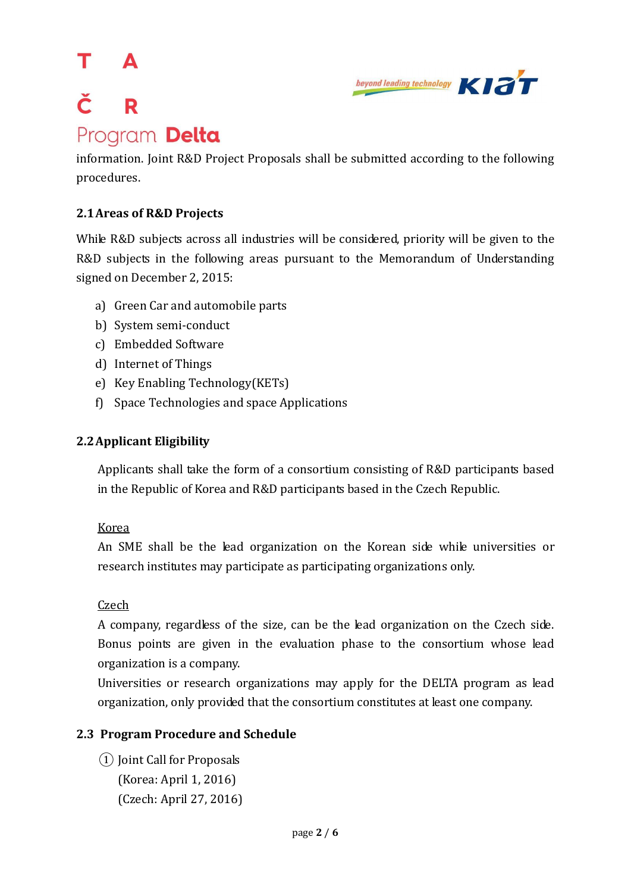information. Joint R&D Project Proposals shall be submitted according to the following procedures.

### 2.1 Areas of R&D Projects

While R&D subjects across all industries will be considered, priority will be given to the R&D subjects in the following areas pursuant to the Memorandum of Understanding signed on December 2, 2015:

a) Green Car and automobile parts
b) System semi-conduct
c) Embedded Software
d) Internet of Things
e) Key Enabling Technology(KETs)
f) Space Technologies and space Applications

### 2.2 Applicant Eligibility

Applicants shall take the form of a consortium consisting of R&D participants based in the Republic of Korea and R&D participants based in the Czech Republic.

<u>Korea</u>
An SME shall be the lead organization on the Korean side while universities or research institutes may participate as participating organizations only.

<u>Czech</u>
A company, regardless of the size, can be the lead organization on the Czech side. Bonus points are given in the evaluation phase to the consortium whose lead organization is a company.
Universities or research organizations may apply for the DELTA program as lead organization, only provided that the consortium constitutes at least one company.

### 2.3 Program Procedure and Schedule

① Joint Call for Proposals
(Korea: April 1, 2016)
(Czech: April 27, 2016)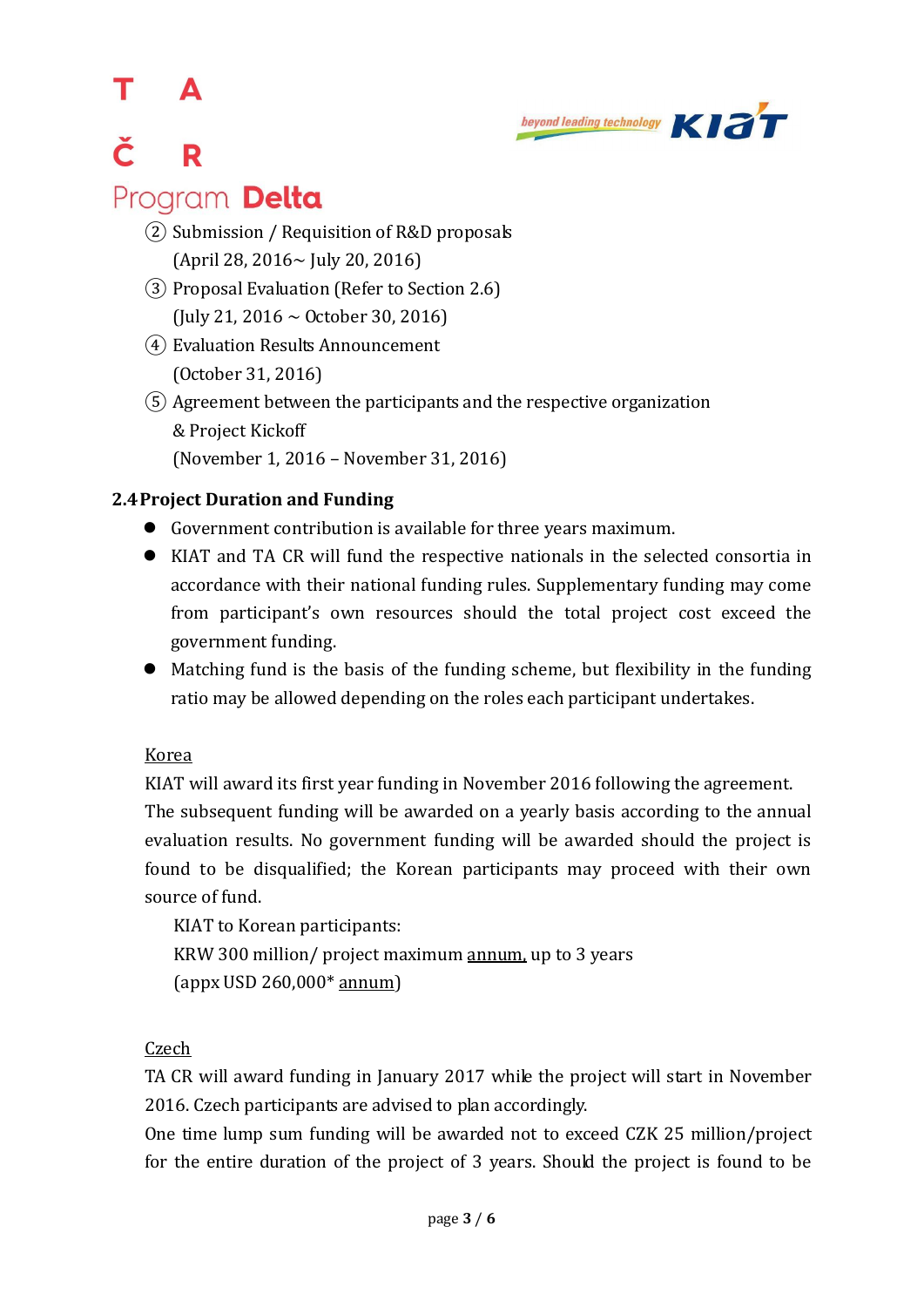② Submission / Requisition of R&D proposals
(April 28, 2016~ July 20, 2016)

③ Proposal Evaluation (Refer to Section 2.6)
(July 21, 2016 ~ October 30, 2016)

④ Evaluation Results Announcement
(October 31, 2016)

⑤ Agreement between the participants and the respective organization & Project Kickoff
(November 1, 2016 – November 31, 2016)

### 2.4 Project Duration and Funding

- Government contribution is available for three years maximum.
- KIAT and TA CR will fund the respective nationals in the selected consortia in accordance with their national funding rules. Supplementary funding may come from participant's own resources should the total project cost exceed the government funding.
- Matching fund is the basis of the funding scheme, but flexibility in the funding ratio may be allowed depending on the roles each participant undertakes.

<u>Korea</u>

KIAT will award its first year funding in November 2016 following the agreement. The subsequent funding will be awarded on a yearly basis according to the annual evaluation results. No government funding will be awarded should the project is found to be disqualified; the Korean participants may proceed with their own source of fund.

KIAT to Korean participants:
KRW 300 million/ project maximum <u>annum,</u> up to 3 years
(appx USD 260,000* <u>annum</u>)

<u>Czech</u>

TA CR will award funding in January 2017 while the project will start in November 2016. Czech participants are advised to plan accordingly.

One time lump sum funding will be awarded not to exceed CZK 25 million/project for the entire duration of the project of 3 years. Should the project is found to be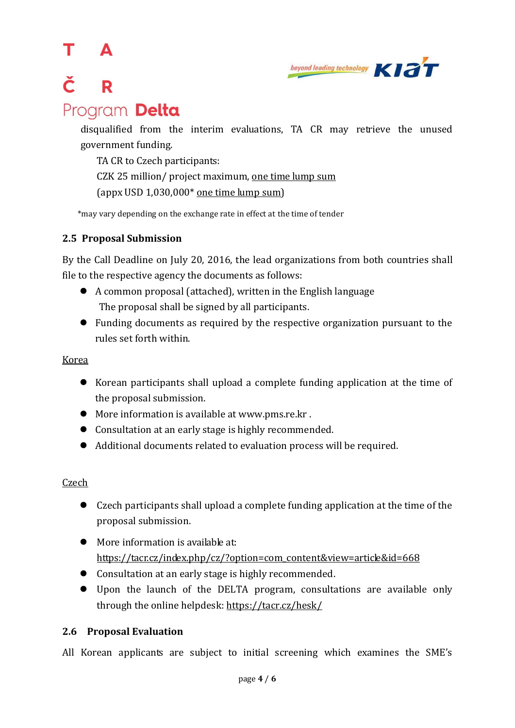disqualified from the interim evaluations, TA CR may retrieve the unused government funding.

TA CR to Czech participants:
CZK 25 million/ project maximum, one time lump sum
(appx USD 1,030,000* one time lump sum)

*may vary depending on the exchange rate in effect at the time of tender

### 2.5 Proposal Submission

By the Call Deadline on July 20, 2016, the lead organizations from both countries shall file to the respective agency the documents as follows:

- A common proposal (attached), written in the English language
  The proposal shall be signed by all participants.
- Funding documents as required by the respective organization pursuant to the rules set forth within.

Korea

- Korean participants shall upload a complete funding application at the time of the proposal submission.
- More information is available at www.pms.re.kr .
- Consultation at an early stage is highly recommended.
- Additional documents related to evaluation process will be required.

Czech

- Czech participants shall upload a complete funding application at the time of the proposal submission.
- More information is available at:
  https://tacr.cz/index.php/cz/?option=com_content&view=article&id=668
- Consultation at an early stage is highly recommended.
- Upon the launch of the DELTA program, consultations are available only through the online helpdesk: https://tacr.cz/hesk/

### 2.6 Proposal Evaluation

All Korean applicants are subject to initial screening which examines the SME's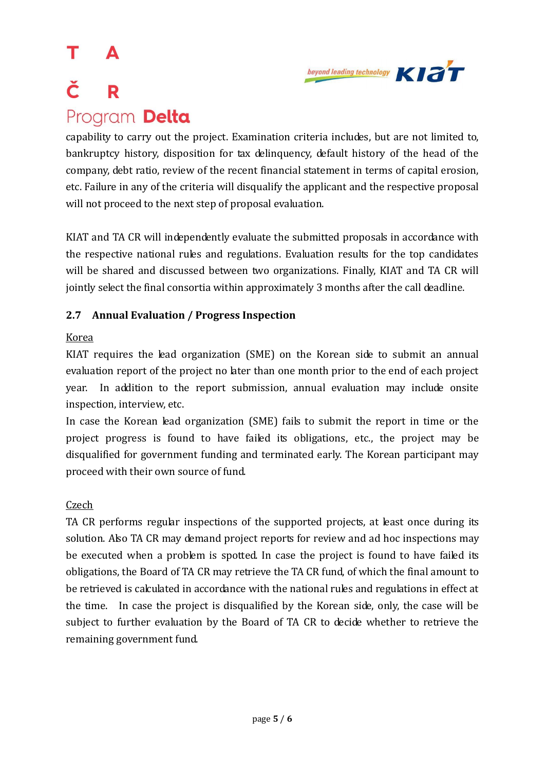capability to carry out the project. Examination criteria includes, but are not limited to, bankruptcy history, disposition for tax delinquency, default history of the head of the company, debt ratio, review of the recent financial statement in terms of capital erosion, etc. Failure in any of the criteria will disqualify the applicant and the respective proposal will not proceed to the next step of proposal evaluation.

KIAT and TA CR will independently evaluate the submitted proposals in accordance with the respective national rules and regulations. Evaluation results for the top candidates will be shared and discussed between two organizations. Finally, KIAT and TA CR will jointly select the final consortia within approximately 3 months after the call deadline.

### 2.7 Annual Evaluation / Progress Inspection

Korea

KIAT requires the lead organization (SME) on the Korean side to submit an annual evaluation report of the project no later than one month prior to the end of each project year. In addition to the report submission, annual evaluation may include onsite inspection, interview, etc.

In case the Korean lead organization (SME) fails to submit the report in time or the project progress is found to have failed its obligations, etc., the project may be disqualified for government funding and terminated early. The Korean participant may proceed with their own source of fund.

Czech

TA CR performs regular inspections of the supported projects, at least once during its solution. Also TA CR may demand project reports for review and ad hoc inspections may be executed when a problem is spotted. In case the project is found to have failed its obligations, the Board of TA CR may retrieve the TA CR fund, of which the final amount to be retrieved is calculated in accordance with the national rules and regulations in effect at the time. In case the project is disqualified by the Korean side, only, the case will be subject to further evaluation by the Board of TA CR to decide whether to retrieve the remaining government fund.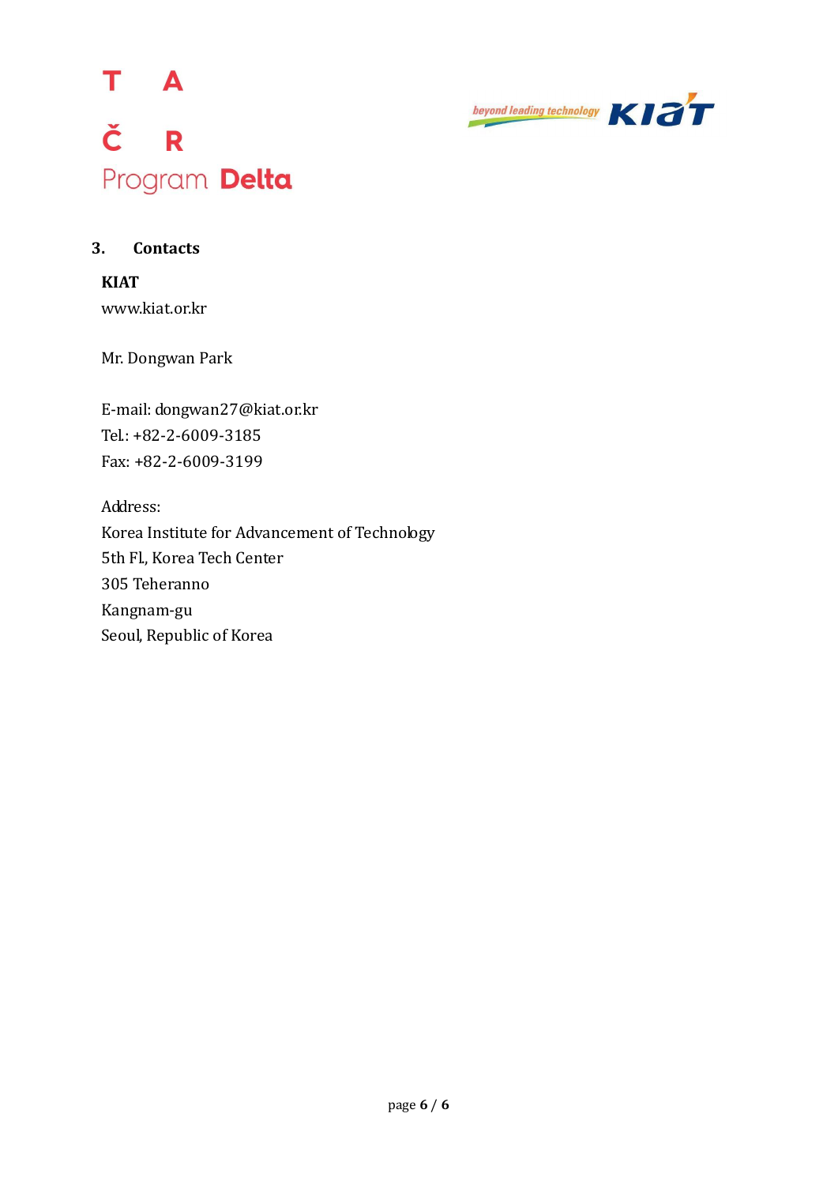T A

Č R

Program **Delta**

beyond leading technology KIAT

## 3. Contacts

**KIAT**

www.kiat.or.kr

Mr. Dongwan Park

E-mail: dongwan27@kiat.or.kr
Tel.: +82-2-6009-3185
Fax: +82-2-6009-3199

Address:
Korea Institute for Advancement of Technology
5th Fl., Korea Tech Center
305 Teheranno
Kangnam-gu
Seoul, Republic of Korea